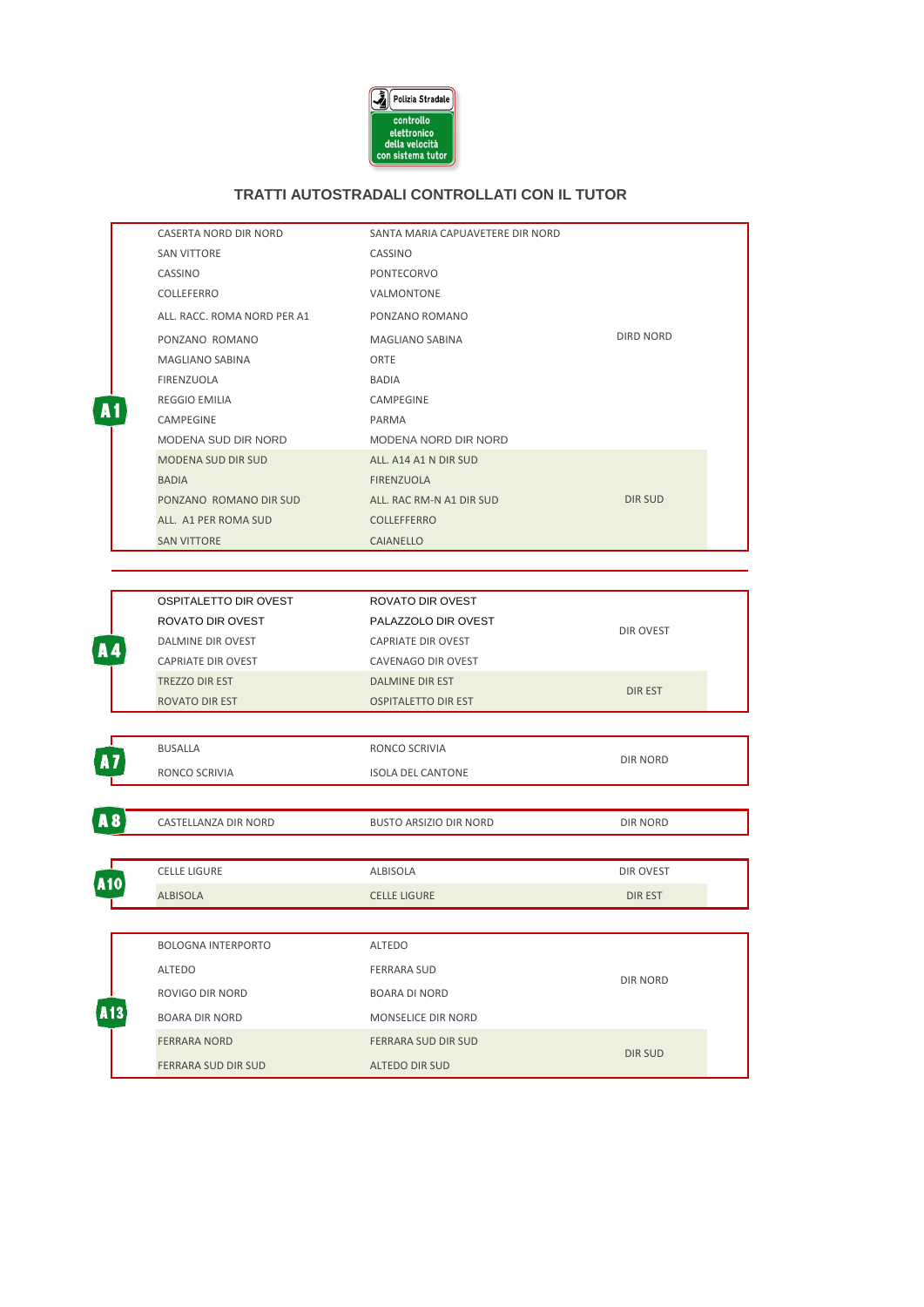Polizia Stradale

controllo elettronico della velocità con sistema tutor

## TRATTI AUTOSTRADALI CONTROLLATI CON IL TUTOR

| Autostrada | Da | A | Direzione |
|---|---|---|---|
| A1 | CASERTA NORD DIR NORD | SANTA MARIA CAPUAVETERE DIR NORD | DIRD NORD |
| | SAN VITTORE | CASSINO | |
| | CASSINO | PONTECORVO | |
| | COLLEFERRO | VALMONTONE | |
| | ALL. RACC. ROMA NORD PER A1 | PONZANO ROMANO | |
| | PONZANO ROMANO | MAGLIANO SABINA | |
| | MAGLIANO SABINA | ORTE | |
| | FIRENZUOLA | BADIA | |
| | REGGIO EMILIA | CAMPEGINE | |
| | CAMPEGINE | PARMA | |
| | MODENA SUD DIR NORD | MODENA NORD DIR NORD | |
| | MODENA SUD DIR SUD | ALL. A14 A1 N DIR SUD | DIR SUD |
| | BADIA | FIRENZUOLA | |
| | PONZANO ROMANO DIR SUD | ALL. RAC RM-N A1 DIR SUD | |
| | ALL. A1 PER ROMA SUD | COLLEFERRO | |
| | SAN VITTORE | CAIANELLO | |
| A4 | OSPITALETTO DIR OVEST | ROVATO DIR OVEST | DIR OVEST |
| | ROVATO DIR OVEST | PALAZZOLO DIR OVEST | |
| | DALMINE DIR OVEST | CAPRIATE DIR OVEST | |
| | CAPRIATE DIR OVEST | CAVENAGO DIR OVEST | |
| | TREZZO DIR EST | DALMINE DIR EST | DIR EST |
| | ROVATO DIR EST | OSPITALETTO DIR EST | |
| A7 | BUSALLA | RONCO SCRIVIA | DIR NORD |
| | RONCO SCRIVIA | ISOLA DEL CANTONE | |
| A8 | CASTELLANZA DIR NORD | BUSTO ARSIZIO DIR NORD | DIR NORD |
| A10 | CELLE LIGURE | ALBISOLA | DIR OVEST |
| | ALBISOLA | CELLE LIGURE | DIR EST |
| A13 | BOLOGNA INTERPORTO | ALTEDO | DIR NORD |
| | ALTEDO | FERRARA SUD | |
| | ROVIGO DIR NORD | BOARA DI NORD | |
| | BOARA DIR NORD | MONSELICE DIR NORD | |
| | FERRARA NORD | FERRARA SUD DIR SUD | DIR SUD |
| | FERRARA SUD DIR SUD | ALTEDO DIR SUD | |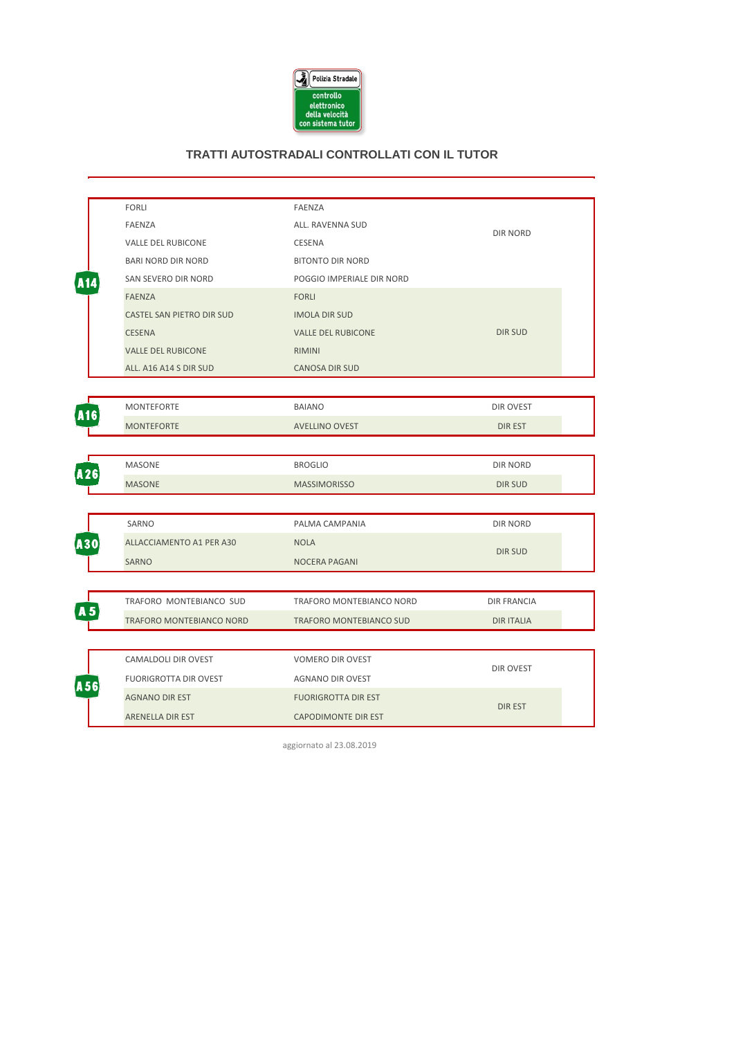Polizia Stradale

controllo elettronico della velocità con sistema tutor

## TRATTI AUTOSTRADALI CONTROLLATI CON IL TUTOR

| | | | |
|---|---|---|---|
| A14 | FORLI | FAENZA | DIR NORD |
| | FAENZA | ALL. RAVENNA SUD | DIR NORD |
| | VALLE DEL RUBICONE | CESENA | DIR NORD |
| | BARI NORD DIR NORD | BITONTO DIR NORD | |
| | SAN SEVERO DIR NORD | POGGIO IMPERIALE DIR NORD | |
| | FAENZA | FORLI | DIR SUD |
| | CASTEL SAN PIETRO DIR SUD | IMOLA DIR SUD | DIR SUD |
| | CESENA | VALLE DEL RUBICONE | DIR SUD |
| | VALLE DEL RUBICONE | RIMINI | DIR SUD |
| | ALL. A16 A14 S DIR SUD | CANOSA DIR SUD | DIR SUD |
| A16 | MONTEFORTE | BAIANO | DIR OVEST |
| | MONTEFORTE | AVELLINO OVEST | DIR EST |
| A26 | MASONE | BROGLIO | DIR NORD |
| | MASONE | MASSIMORISSO | DIR SUD |
| A30 | SARNO | PALMA CAMPANIA | DIR NORD |
| | ALLACCIAMENTO A1 PER A30 | NOLA | DIR SUD |
| | SARNO | NOCERA PAGANI | DIR SUD |
| A5 | TRAFORO MONTEBIANCO SUD | TRAFORO MONTEBIANCO NORD | DIR FRANCIA |
| | TRAFORO MONTEBIANCO NORD | TRAFORO MONTEBIANCO SUD | DIR ITALIA |
| A56 | CAMALDOLI DIR OVEST | VOMERO DIR OVEST | DIR OVEST |
| | FUORIGROTTA DIR OVEST | AGNANO DIR OVEST | DIR OVEST |
| | AGNANO DIR EST | FUORIGROTTA DIR EST | DIR EST |
| | ARENELLA DIR EST | CAPODIMONTE DIR EST | DIR EST |

aggiornato al 23.08.2019